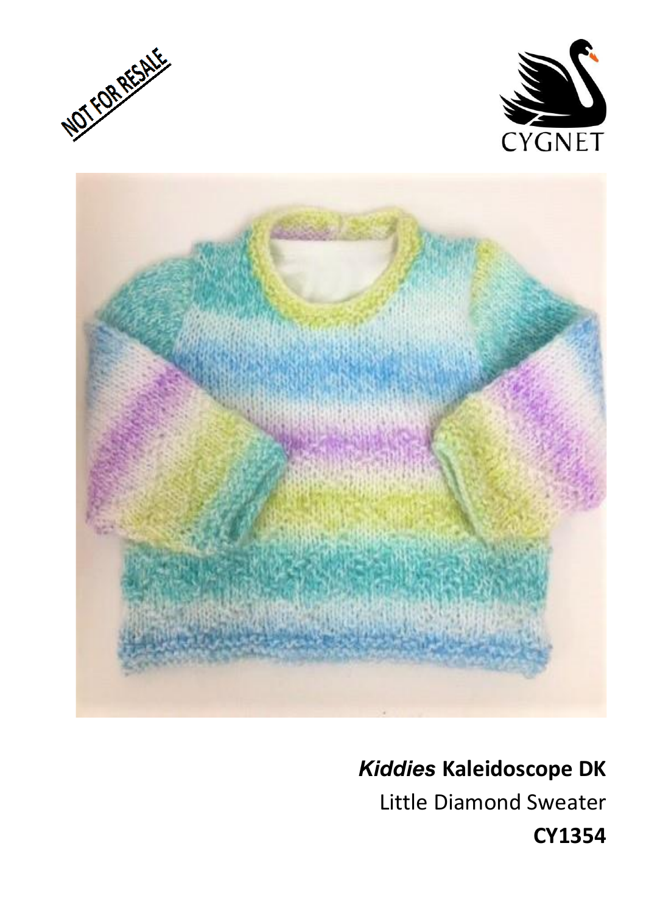NOT FOR RESALE

CYGNET

***Kiddies* Kaleidoscope DK**

Little Diamond Sweater

**CY1354**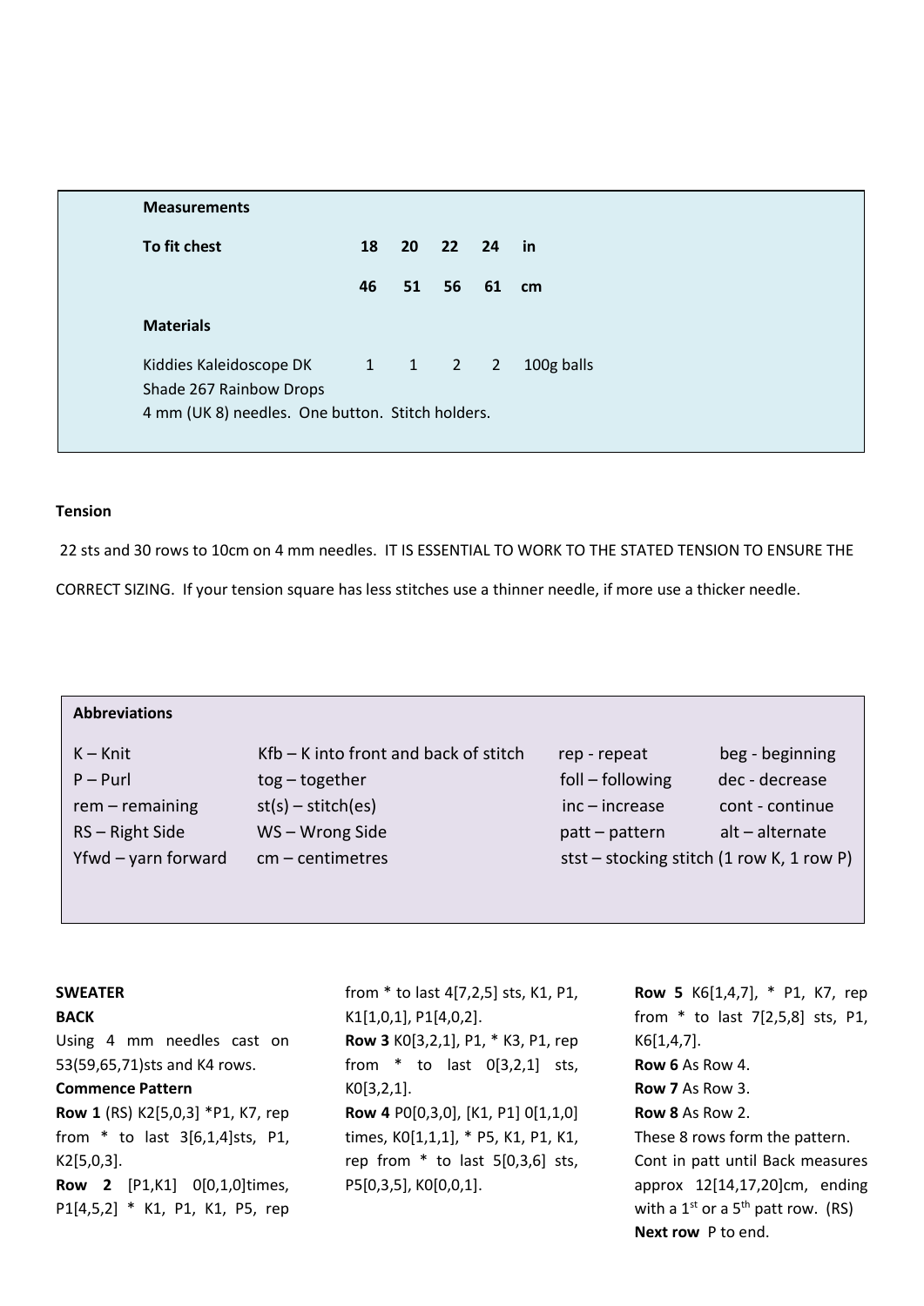**Measurements**

| To fit chest | 18 | 20 | 22 | 24 | in |
|---|---|---|---|---|---|
| | 46 | 51 | 56 | 61 | cm |

**Materials**

| | | | | | |
|---|---|---|---|---|---|
| Kiddies Kaleidoscope DK | 1 | 1 | 2 | 2 | 100g balls |

Shade 267 Rainbow Drops
4 mm (UK 8) needles. One button. Stitch holders.

**Tension**

22 sts and 30 rows to 10cm on 4 mm needles. IT IS ESSENTIAL TO WORK TO THE STATED TENSION TO ENSURE THE CORRECT SIZING. If your tension square has less stitches use a thinner needle, if more use a thicker needle.

**Abbreviations**

| | | | |
|---|---|---|---|
| K – Knit | Kfb – K into front and back of stitch | rep - repeat | beg - beginning |
| P – Purl | tog – together | foll – following | dec - decrease |
| rem – remaining | st(s) – stitch(es) | inc – increase | cont - continue |
| RS – Right Side | WS – Wrong Side | patt – pattern | alt – alternate |
| Yfwd – yarn forward | cm – centimetres | stst – stocking stitch (1 row K, 1 row P) | |

**SWEATER**

**BACK**

Using 4 mm needles cast on 53(59,65,71)sts and K4 rows.

**Commence Pattern**

**Row 1** (RS) K2[5,0,3] *P1, K7, rep from * to last 3[6,1,4]sts, P1, K2[5,0,3].

**Row 2** [P1,K1] 0[0,1,0]times, P1[4,5,2] * K1, P1, K1, P5, rep from * to last 4[7,2,5] sts, K1, P1, K1[1,0,1], P1[4,0,2].

**Row 3** K0[3,2,1], P1, * K3, P1, rep from * to last 0[3,2,1] sts, K0[3,2,1].

**Row 4** P0[0,3,0], [K1, P1] 0[1,1,0] times, K0[1,1,1], * P5, K1, P1, K1, rep from * to last 5[0,3,6] sts, P5[0,3,5], K0[0,0,1].

**Row 5** K6[1,4,7], * P1, K7, rep from * to last 7[2,5,8] sts, P1, K6[1,4,7].

**Row 6** As Row 4.

**Row 7** As Row 3.

**Row 8** As Row 2.

These 8 rows form the pattern.

Cont in patt until Back measures approx 12[14,17,20]cm, ending with a 1st or a 5th patt row. (RS)

**Next row** P to end.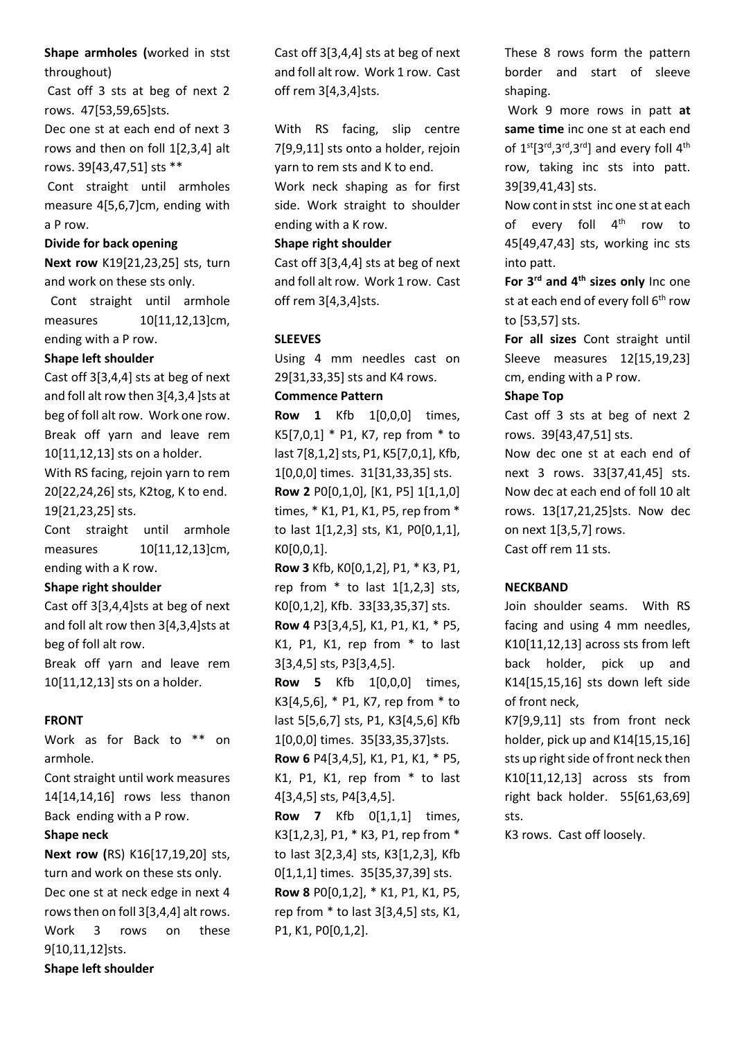**Shape armholes (**worked in stst throughout)

Cast off 3 sts at beg of next 2 rows. 47[53,59,65]sts.

Dec one st at each end of next 3 rows and then on foll 1[2,3,4] alt rows. 39[43,47,51] sts **

Cont straight until armholes measure 4[5,6,7]cm, ending with a P row.

**Divide for back opening**

**Next row** K19[21,23,25] sts, turn and work on these sts only.

Cont straight until armhole measures 10[11,12,13]cm, ending with a P row.

**Shape left shoulder**

Cast off 3[3,4,4] sts at beg of next and foll alt row then 3[4,3,4 ]sts at beg of foll alt row. Work one row. Break off yarn and leave rem 10[11,12,13] sts on a holder.

With RS facing, rejoin yarn to rem 20[22,24,26] sts, K2tog, K to end. 19[21,23,25] sts.

Cont straight until armhole measures 10[11,12,13]cm, ending with a K row.

**Shape right shoulder**

Cast off 3[3,4,4]sts at beg of next and foll alt row then 3[4,3,4]sts at beg of foll alt row.

Break off yarn and leave rem 10[11,12,13] sts on a holder.

**FRONT**

Work as for Back to ** on armhole.

Cont straight until work measures 14[14,14,16] rows less thanon Back ending with a P row.

**Shape neck**

**Next row (**RS) K16[17,19,20] sts, turn and work on these sts only.

Dec one st at neck edge in next 4 rows then on foll 3[3,4,4] alt rows. Work 3 rows on these 9[10,11,12]sts.

**Shape left shoulder**

Cast off 3[3,4,4] sts at beg of next and foll alt row. Work 1 row. Cast off rem 3[4,3,4]sts.

With RS facing, slip centre 7[9,9,11] sts onto a holder, rejoin yarn to rem sts and K to end.

Work neck shaping as for first side. Work straight to shoulder ending with a K row.

**Shape right shoulder**

Cast off 3[3,4,4] sts at beg of next and foll alt row. Work 1 row. Cast off rem 3[4,3,4]sts.

**SLEEVES**

Using 4 mm needles cast on 29[31,33,35] sts and K4 rows.

**Commence Pattern**

**Row 1** Kfb 1[0,0,0] times, K5[7,0,1] * P1, K7, rep from * to last 7[8,1,2] sts, P1, K5[7,0,1], Kfb, 1[0,0,0] times. 31[31,33,35] sts.

**Row 2** P0[0,1,0], [K1, P5] 1[1,1,0] times, * K1, P1, K1, P5, rep from * to last 1[1,2,3] sts, K1, P0[0,1,1], K0[0,0,1].

**Row 3** Kfb, K0[0,1,2], P1, * K3, P1, rep from * to last 1[1,2,3] sts, K0[0,1,2], Kfb. 33[33,35,37] sts.

**Row 4** P3[3,4,5], K1, P1, K1, * P5, K1, P1, K1, rep from * to last 3[3,4,5] sts, P3[3,4,5].

**Row 5** Kfb 1[0,0,0] times, K3[4,5,6], * P1, K7, rep from * to last 5[5,6,7] sts, P1, K3[4,5,6] Kfb 1[0,0,0] times. 35[33,35,37]sts.

**Row 6** P4[3,4,5], K1, P1, K1, * P5, K1, P1, K1, rep from * to last 4[3,4,5] sts, P4[3,4,5].

**Row 7** Kfb 0[1,1,1] times, K3[1,2,3], P1, * K3, P1, rep from * to last 3[2,3,4] sts, K3[1,2,3], Kfb 0[1,1,1] times. 35[35,37,39] sts.

**Row 8** P0[0,1,2], * K1, P1, K1, P5, rep from * to last 3[3,4,5] sts, K1, P1, K1, P0[0,1,2].

These 8 rows form the pattern border and start of sleeve shaping.

Work 9 more rows in patt **at same time** inc one st at each end of 1st[3rd,3rd,3rd] and every foll 4th row, taking inc sts into patt. 39[39,41,43] sts.

Now cont in stst inc one st at each of every foll 4th row to 45[49,47,43] sts, working inc sts into patt.

**For 3rd and 4th sizes only** Inc one st at each end of every foll 6th row to [53,57] sts.

**For all sizes** Cont straight until Sleeve measures 12[15,19,23] cm, ending with a P row.

**Shape Top**

Cast off 3 sts at beg of next 2 rows. 39[43,47,51] sts.

Now dec one st at each end of next 3 rows. 33[37,41,45] sts. Now dec at each end of foll 10 alt rows. 13[17,21,25]sts. Now dec on next 1[3,5,7] rows.

Cast off rem 11 sts.

**NECKBAND**

Join shoulder seams. With RS facing and using 4 mm needles, K10[11,12,13] across sts from left back holder, pick up and K14[15,15,16] sts down left side of front neck,

K7[9,9,11] sts from front neck holder, pick up and K14[15,15,16] sts up right side of front neck then K10[11,12,13] across sts from right back holder. 55[61,63,69] sts.

K3 rows. Cast off loosely.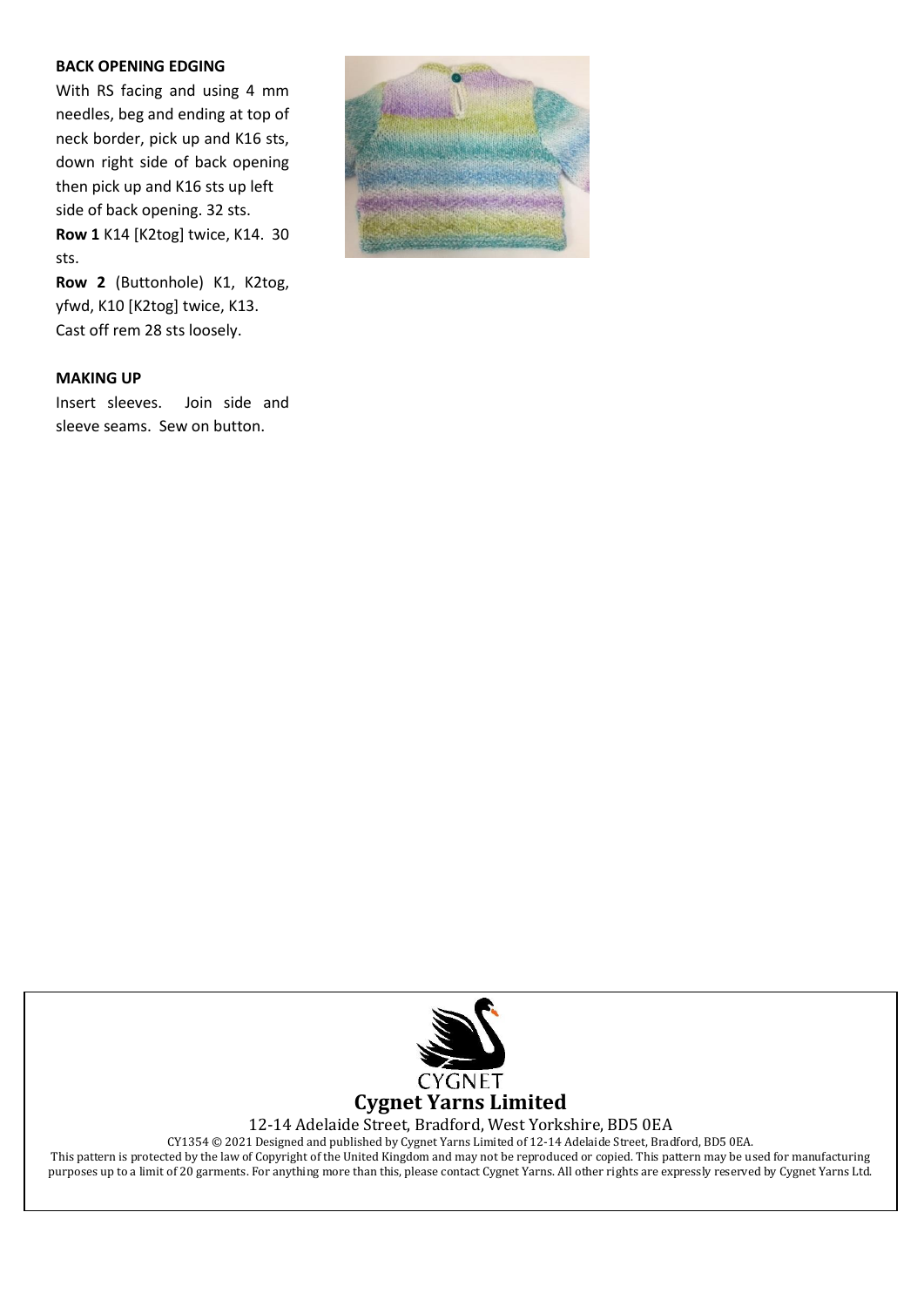**BACK OPENING EDGING**

With RS facing and using 4 mm needles, beg and ending at top of neck border, pick up and K16 sts, down right side of back opening then pick up and K16 sts up left side of back opening. 32 sts.

**Row 1** K14 [K2tog] twice, K14. 30 sts.

**Row 2** (Buttonhole) K1, K2tog, yfwd, K10 [K2tog] twice, K13.

Cast off rem 28 sts loosely.

**MAKING UP**

Insert sleeves. Join side and sleeve seams. Sew on button.

CYGNET

**Cygnet Yarns Limited**

12-14 Adelaide Street, Bradford, West Yorkshire, BD5 0EA

CY1354 © 2021 Designed and published by Cygnet Yarns Limited of 12-14 Adelaide Street, Bradford, BD5 0EA.

This pattern is protected by the law of Copyright of the United Kingdom and may not be reproduced or copied. This pattern may be used for manufacturing purposes up to a limit of 20 garments. For anything more than this, please contact Cygnet Yarns. All other rights are expressly reserved by Cygnet Yarns Ltd.